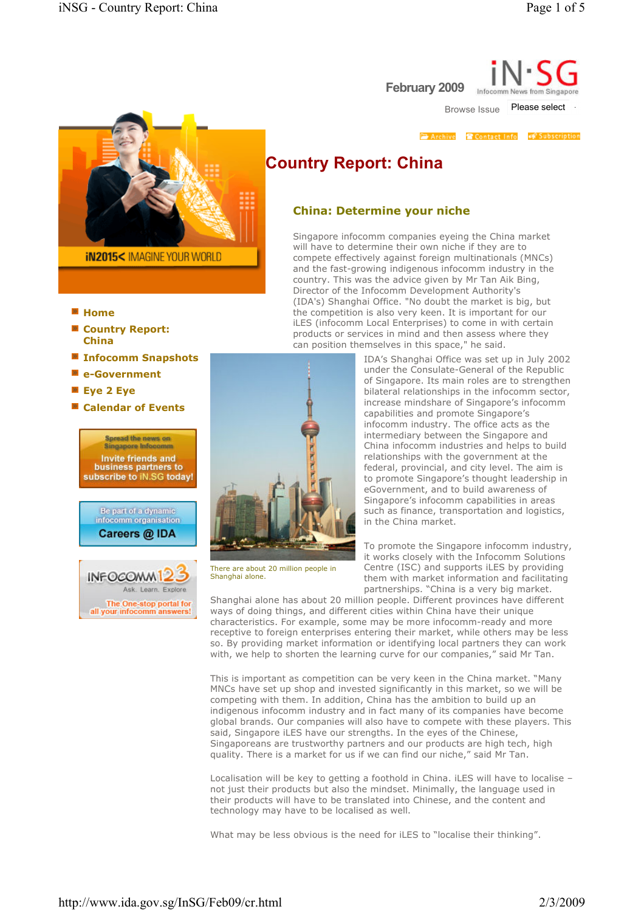February 2009

Browse Issue Please select

Archive | Contact Info | Subscription

# Country Report: China

- Home
- Country Report: China
- Infocomm Snapshots
- e-Government
- Eye 2 Eye
- Calendar of Events

## China: Determine your niche

Singapore infocomm companies eyeing the China market will have to determine their own niche if they are to compete effectively against foreign multinationals (MNCs) and the fast-growing indigenous infocomm industry in the country. This was the advice given by Mr Tan Aik Bing, Director of the Infocomm Development Authority's (IDA's) Shanghai Office. "No doubt the market is big, but the competition is also very keen. It is important for our iLES (infocomm Local Enterprises) to come in with certain products or services in mind and then assess where they can position themselves in this space," he said.

IDA's Shanghai Office was set up in July 2002 under the Consulate-General of the Republic of Singapore. Its main roles are to strengthen bilateral relationships in the infocomm sector, increase mindshare of Singapore's infocomm capabilities and promote Singapore's infocomm industry. The office acts as the intermediary between the Singapore and China infocomm industries and helps to build relationships with the government at the federal, provincial, and city level. The aim is to promote Singapore's thought leadership in eGovernment, and to build awareness of Singapore's infocomm capabilities in areas such as finance, transportation and logistics, in the China market.

There are about 20 million people in Shanghai alone.

To promote the Singapore infocomm industry, it works closely with the Infocomm Solutions Centre (ISC) and supports iLES by providing them with market information and facilitating partnerships. "China is a very big market. Shanghai alone has about 20 million people. Different provinces have different ways of doing things, and different cities within China have their unique characteristics. For example, some may be more infocomm-ready and more receptive to foreign enterprises entering their market, while others may be less so. By providing market information or identifying local partners they can work with, we help to shorten the learning curve for our companies," said Mr Tan.

This is important as competition can be very keen in the China market. "Many MNCs have set up shop and invested significantly in this market, so we will be competing with them. In addition, China has the ambition to build up an indigenous infocomm industry and in fact many of its companies have become global brands. Our companies will also have to compete with these players. This said, Singapore iLES have our strengths. In the eyes of the Chinese, Singaporeans are trustworthy partners and our products are high tech, high quality. There is a market for us if we can find our niche," said Mr Tan.

Localisation will be key to getting a foothold in China. iLES will have to localise – not just their products but also the mindset. Minimally, the language used in their products will have to be translated into Chinese, and the content and technology may have to be localised as well.

What may be less obvious is the need for iLES to "localise their thinking".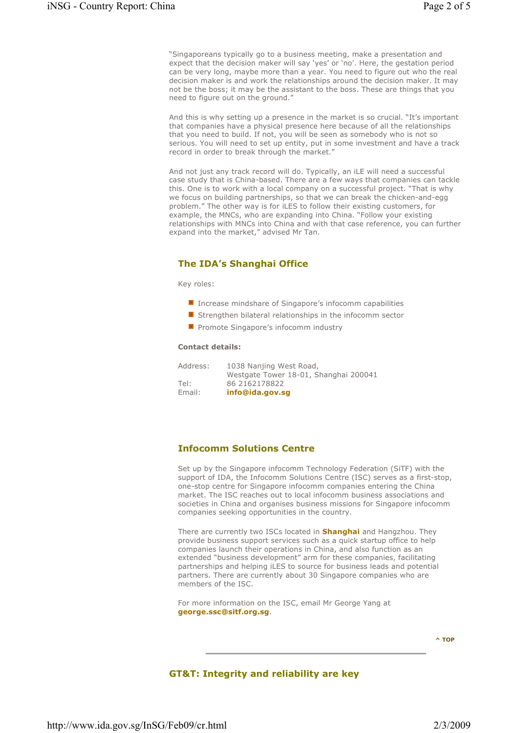"Singaporeans typically go to a business meeting, make a presentation and expect that the decision maker will say 'yes' or 'no'. Here, the gestation period can be very long, maybe more than a year. You need to figure out who the real decision maker is and work the relationships around the decision maker. It may not be the boss; it may be the assistant to the boss. These are things that you need to figure out on the ground."

And this is why setting up a presence in the market is so crucial. "It's important that companies have a physical presence here because of all the relationships that you need to build. If not, you will be seen as somebody who is not so serious. You will need to set up entity, put in some investment and have a track record in order to break through the market."

And not just any track record will do. Typically, an iLE will need a successful case study that is China-based. There are a few ways that companies can tackle this. One is to work with a local company on a successful project. "That is why we focus on building partnerships, so that we can break the chicken-and-egg problem." The other way is for iLES to follow their existing customers, for example, the MNCs, who are expanding into China. "Follow your existing relationships with MNCs into China and with that case reference, you can further expand into the market," advised Mr Tan.

## The IDA's Shanghai Office

Key roles:

- Increase mindshare of Singapore's infocomm capabilities
- Strengthen bilateral relationships in the infocomm sector
- Promote Singapore's infocomm industry

**Contact details:**

Address: 1038 Nanjing West Road,
Westgate Tower 18-01, Shanghai 200041
Tel: 86 2162178822
Email: **info@ida.gov.sg**

## Infocomm Solutions Centre

Set up by the Singapore infocomm Technology Federation (SiTF) with the support of IDA, the Infocomm Solutions Centre (ISC) serves as a first-stop, one-stop centre for Singapore infocomm companies entering the China market. The ISC reaches out to local infocomm business associations and societies in China and organises business missions for Singapore infocomm companies seeking opportunities in the country.

There are currently two ISCs located in **Shanghai** and Hangzhou. They provide business support services such as a quick startup office to help companies launch their operations in China, and also function as an extended "business development" arm for these companies, facilitating partnerships and helping iLES to source for business leads and potential partners. There are currently about 30 Singapore companies who are members of the ISC.

For more information on the ISC, email Mr George Yang at **george.ssc@sitf.org.sg**.

^ TOP

## GT&T: Integrity and reliability are key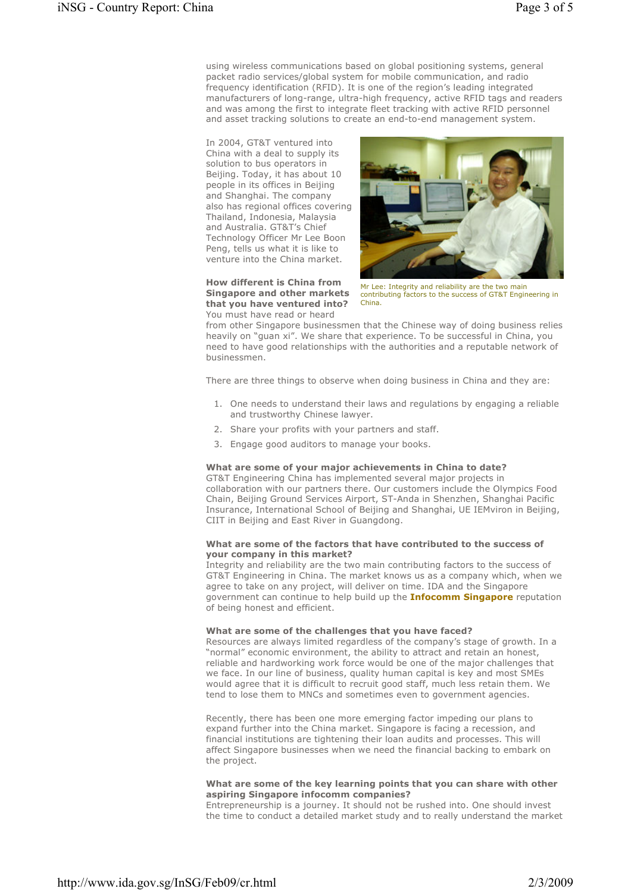using wireless communications based on global positioning systems, general packet radio services/global system for mobile communication, and radio frequency identification (RFID). It is one of the region's leading integrated manufacturers of long-range, ultra-high frequency, active RFID tags and readers and was among the first to integrate fleet tracking with active RFID personnel and asset tracking solutions to create an end-to-end management system.

In 2004, GT&T ventured into China with a deal to supply its solution to bus operators in Beijing. Today, it has about 10 people in its offices in Beijing and Shanghai. The company also has regional offices covering Thailand, Indonesia, Malaysia and Australia. GT&T's Chief Technology Officer Mr Lee Boon Peng, tells us what it is like to venture into the China market.

Mr Lee: Integrity and reliability are the two main contributing factors to the success of GT&T Engineering in China.

**How different is China from Singapore and other markets that you have ventured into?**
You must have read or heard from other Singapore businessmen that the Chinese way of doing business relies heavily on "guan xi". We share that experience. To be successful in China, you need to have good relationships with the authorities and a reputable network of businessmen.

There are three things to observe when doing business in China and they are:

1. One needs to understand their laws and regulations by engaging a reliable and trustworthy Chinese lawyer.
2. Share your profits with your partners and staff.
3. Engage good auditors to manage your books.

**What are some of your major achievements in China to date?**
GT&T Engineering China has implemented several major projects in collaboration with our partners there. Our customers include the Olympics Food Chain, Beijing Ground Services Airport, ST-Anda in Shenzhen, Shanghai Pacific Insurance, International School of Beijing and Shanghai, UE IEMviron in Beijing, CIIT in Beijing and East River in Guangdong.

**What are some of the factors that have contributed to the success of your company in this market?**
Integrity and reliability are the two main contributing factors to the success of GT&T Engineering in China. The market knows us as a company which, when we agree to take on any project, will deliver on time. IDA and the Singapore government can continue to help build up the **Infocomm Singapore** reputation of being honest and efficient.

**What are some of the challenges that you have faced?**
Resources are always limited regardless of the company's stage of growth. In a "normal" economic environment, the ability to attract and retain an honest, reliable and hardworking work force would be one of the major challenges that we face. In our line of business, quality human capital is key and most SMEs would agree that it is difficult to recruit good staff, much less retain them. We tend to lose them to MNCs and sometimes even to government agencies.

Recently, there has been one more emerging factor impeding our plans to expand further into the China market. Singapore is facing a recession, and financial institutions are tightening their loan audits and processes. This will affect Singapore businesses when we need the financial backing to embark on the project.

**What are some of the key learning points that you can share with other aspiring Singapore infocomm companies?**
Entrepreneurship is a journey. It should not be rushed into. One should invest the time to conduct a detailed market study and to really understand the market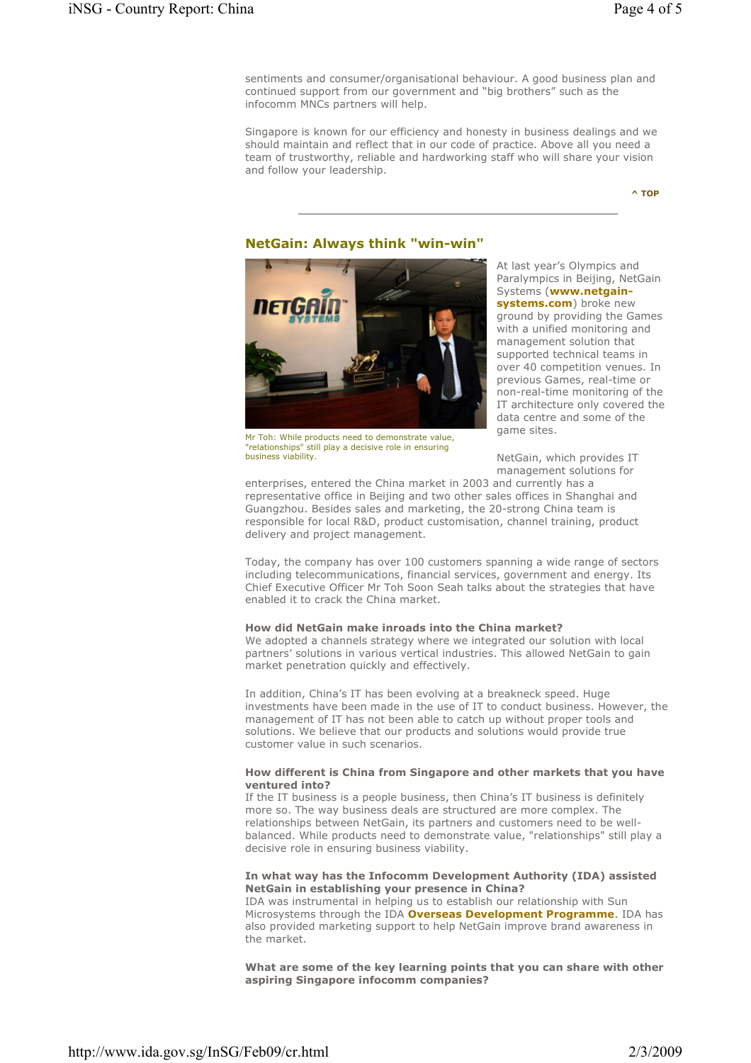sentiments and consumer/organisational behaviour. A good business plan and continued support from our government and "big brothers" such as the infocomm MNCs partners will help.

Singapore is known for our efficiency and honesty in business dealings and we should maintain and reflect that in our code of practice. Above all you need a team of trustworthy, reliable and hardworking staff who will share your vision and follow your leadership.

^ TOP

---

## NetGain: Always think "win-win"

Mr Toh: While products need to demonstrate value, "relationships" still play a decisive role in ensuring business viability.

At last year's Olympics and Paralympics in Beijing, NetGain Systems (**www.netgain-systems.com**) broke new ground by providing the Games with a unified monitoring and management solution that supported technical teams in over 40 competition venues. In previous Games, real-time or non-real-time monitoring of the IT architecture only covered the data centre and some of the game sites.

NetGain, which provides IT management solutions for enterprises, entered the China market in 2003 and currently has a representative office in Beijing and two other sales offices in Shanghai and Guangzhou. Besides sales and marketing, the 20-strong China team is responsible for local R&D, product customisation, channel training, product delivery and project management.

Today, the company has over 100 customers spanning a wide range of sectors including telecommunications, financial services, government and energy. Its Chief Executive Officer Mr Toh Soon Seah talks about the strategies that have enabled it to crack the China market.

**How did NetGain make inroads into the China market?**
We adopted a channels strategy where we integrated our solution with local partners' solutions in various vertical industries. This allowed NetGain to gain market penetration quickly and effectively.

In addition, China's IT has been evolving at a breakneck speed. Huge investments have been made in the use of IT to conduct business. However, the management of IT has not been able to catch up without proper tools and solutions. We believe that our products and solutions would provide true customer value in such scenarios.

**How different is China from Singapore and other markets that you have ventured into?**
If the IT business is a people business, then China's IT business is definitely more so. The way business deals are structured are more complex. The relationships between NetGain, its partners and customers need to be well-balanced. While products need to demonstrate value, "relationships" still play a decisive role in ensuring business viability.

**In what way has the Infocomm Development Authority (IDA) assisted NetGain in establishing your presence in China?**
IDA was instrumental in helping us to establish our relationship with Sun Microsystems through the IDA **Overseas Development Programme**. IDA has also provided marketing support to help NetGain improve brand awareness in the market.

**What are some of the key learning points that you can share with other aspiring Singapore infocomm companies?**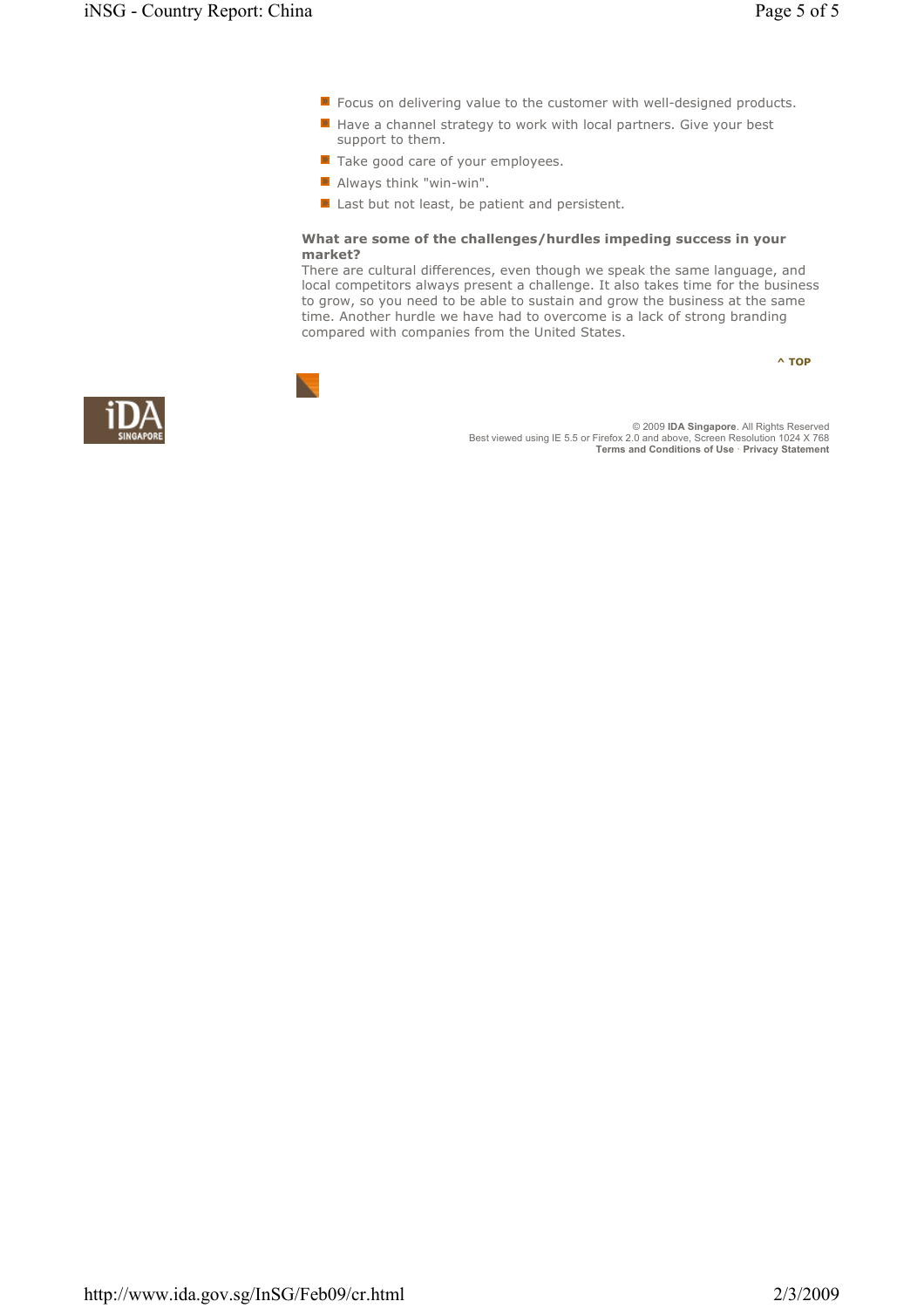- Focus on delivering value to the customer with well-designed products.
- Have a channel strategy to work with local partners. Give your best support to them.
- Take good care of your employees.
- Always think "win-win".
- Last but not least, be patient and persistent.

**What are some of the challenges/hurdles impeding success in your market?**

There are cultural differences, even though we speak the same language, and local competitors always present a challenge. It also takes time for the business to grow, so you need to be able to sustain and grow the business at the same time. Another hurdle we have had to overcome is a lack of strong branding compared with companies from the United States.

^ TOP

© 2009 **IDA Singapore**. All Rights Reserved
Best viewed using IE 5.5 or Firefox 2.0 and above, Screen Resolution 1024 X 768
**Terms and Conditions of Use** · **Privacy Statement**